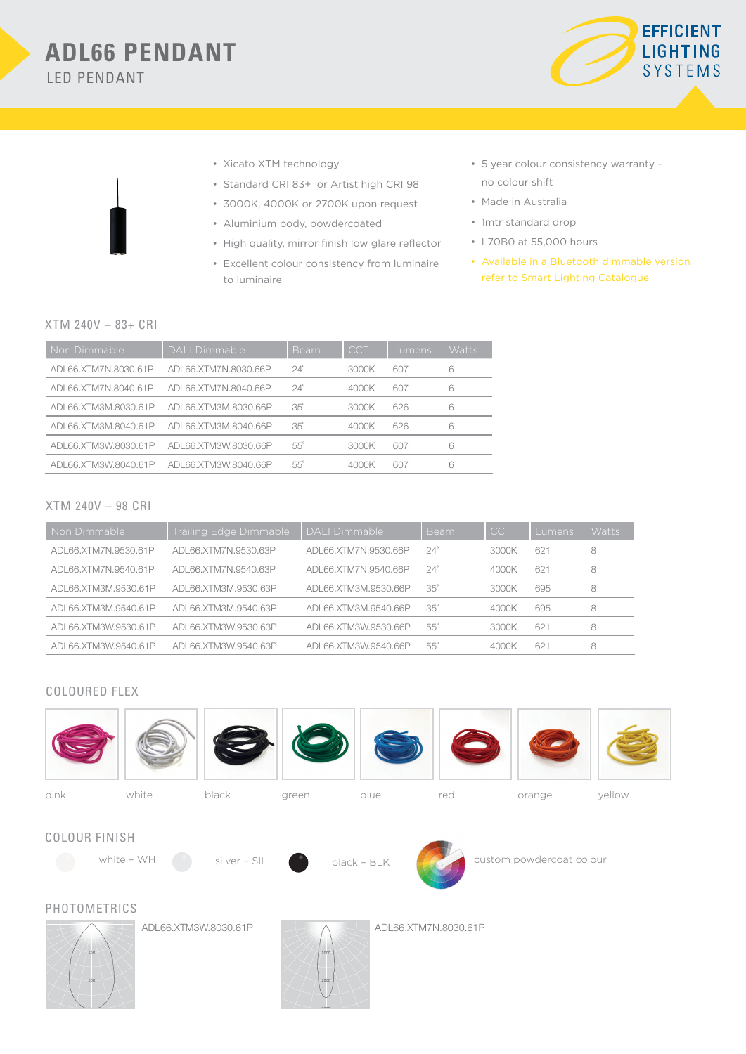# ADL66 PENDANT

## LED PENDANT

EFFICIENT LIGHTING SYSTEMS

- Xicato XTM technology
- Standard CRI 83+ or Artist high CRI 98
- 3000K, 4000K or 2700K upon request
- Aluminium body, powdercoated
- High quality, mirror finish low glare reflector
- Excellent colour consistency from luminaire to luminaire
- 5 year colour consistency warranty - no colour shift
- Made in Australia
- 1mtr standard drop
- L70B0 at 55,000 hours
- Available in a Bluetooth dimmable version refer to Smart Lighting Catalogue

### XTM 240V – 83+ CRI

| Non Dimmable | DALI Dimmable | Beam | CCT | Lumens | Watts |
|---|---|---|---|---|---|
| ADL66.XTM7N.8030.61P | ADL66.XTM7N.8030.66P | 24° | 3000K | 607 | 6 |
| ADL66.XTM7N.8040.61P | ADL66.XTM7N.8040.66P | 24° | 4000K | 607 | 6 |
| ADL66.XTM3M.8030.61P | ADL66.XTM3M.8030.66P | 35° | 3000K | 626 | 6 |
| ADL66.XTM3M.8040.61P | ADL66.XTM3M.8040.66P | 35° | 4000K | 626 | 6 |
| ADL66.XTM3W.8030.61P | ADL66.XTM3W.8030.66P | 55° | 3000K | 607 | 6 |
| ADL66.XTM3W.8040.61P | ADL66.XTM3W.8040.66P | 55° | 4000K | 607 | 6 |

### XTM 240V – 98 CRI

| Non Dimmable | Trailing Edge Dimmable | DALI Dimmable | Beam | CCT | Lumens | Watts |
|---|---|---|---|---|---|---|
| ADL66.XTM7N.9530.61P | ADL66.XTM7N.9530.63P | ADL66.XTM7N.9530.66P | 24° | 3000K | 621 | 8 |
| ADL66.XTM7N.9540.61P | ADL66.XTM7N.9540.63P | ADL66.XTM7N.9540.66P | 24° | 4000K | 621 | 8 |
| ADL66.XTM3M.9530.61P | ADL66.XTM3M.9530.63P | ADL66.XTM3M.9530.66P | 35° | 3000K | 695 | 8 |
| ADL66.XTM3M.9540.61P | ADL66.XTM3M.9540.63P | ADL66.XTM3M.9540.66P | 35° | 4000K | 695 | 8 |
| ADL66.XTM3W.9530.61P | ADL66.XTM3W.9530.63P | ADL66.XTM3W.9530.66P | 55° | 3000K | 621 | 8 |
| ADL66.XTM3W.9540.61P | ADL66.XTM3W.9540.63P | ADL66.XTM3W.9540.66P | 55° | 4000K | 621 | 8 |

### COLOURED FLEX

pink, white, black, green, blue, red, orange, yellow

### COLOUR FINISH

white – WH, silver – SIL, black – BLK, custom powdercoat colour

### PHOTOMETRICS

ADL66.XTM3W.8030.61P

ADL66.XTM7N.8030.61P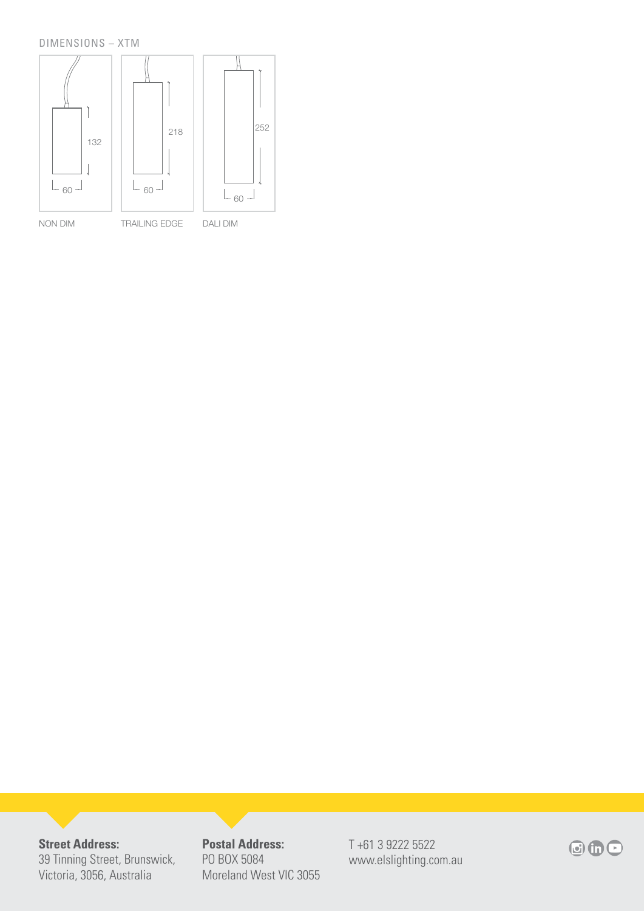DIMENSIONS – XTM

132

60

NON DIM

218

60

TRAILING EDGE

252

60

DALI DIM

**Street Address:**
39 Tinning Street, Brunswick,
Victoria, 3056, Australia

**Postal Address:**
PO BOX 5084
Moreland West VIC 3055

T +61 3 9222 5522
www.elslighting.com.au